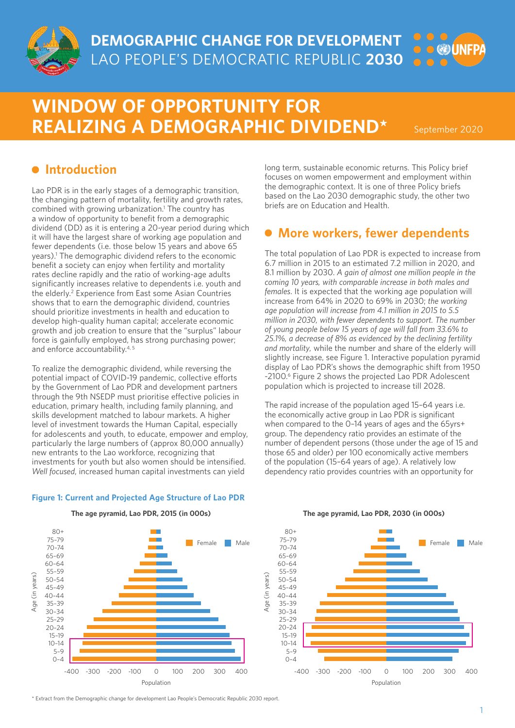# DEMOGRAPHIC CHANGE FOR DEVELOPMENT

LAO PEOPLE'S DEMOCRATIC REPUBLIC **2030**

# WINDOW OF OPPORTUNITY FOR REALIZING A DEMOGRAPHIC DIVIDEND*

September 2020

## Introduction

Lao PDR is in the early stages of a demographic transition, the changing pattern of mortality, fertility and growth rates, combined with growing urbanization.[1] The country has a window of opportunity to benefit from a demographic dividend (DD) as it is entering a 20-year period during which it will have the largest share of working age population and fewer dependents (i.e. those below 15 years and above 65 years).[1] The demographic dividend refers to the economic benefit a society can enjoy when fertility and mortality rates decline rapidly and the ratio of working-age adults significantly increases relative to dependents i.e. youth and the elderly.[2] Experience from East some Asian Countries shows that to earn the demographic dividend, countries should prioritize investments in health and education to develop high-quality human capital; accelerate economic growth and job creation to ensure that the "surplus" labour force is gainfully employed, has strong purchasing power; and enforce accountability.[4, 5]

To realize the demographic dividend, while reversing the potential impact of COVID-19 pandemic, collective efforts by the Government of Lao PDR and development partners through the 9th NSEDP must prioritise effective policies in education, primary health, including family planning, and skills development matched to labour markets. A higher level of investment towards the Human Capital, especially for adolescents and youth, to educate, empower and employ, particularly the large numbers of (approx 80,000 annually) new entrants to the Lao workforce, recognizing that investments for youth but also women should be intensified. *Well focused*, increased human capital investments can yield long term, sustainable economic returns. This Policy brief focuses on women empowerment and employment within the demographic context. It is one of three Policy briefs based on the Lao 2030 demographic study, the other two briefs are on Education and Health.

## More workers, fewer dependents

The total population of Lao PDR is expected to increase from 6.7 million in 2015 to an estimated 7.2 million in 2020, and 8.1 million by 2030. *A gain of almost one million people in the coming 10 years, with comparable increase in both males and females.* It is expected that the working age population will increase from 64% in 2020 to 69% in 2030; *the working age population will increase from 4.1 million in 2015 to 5.5 million in 2030, with fewer dependents to support. The number of young people below 15 years of age will fall from 33.6% to 25.1%, a decrease of 8% as evidenced by the declining fertility and mortality,* while the number and share of the elderly will slightly increase, see Figure 1. Interactive population pyramid display of Lao PDR's shows the demographic shift from 1950 -2100.[6] Figure 2 shows the projected Lao PDR Adolescent population which is projected to increase till 2028.

The rapid increase of the population aged 15–64 years i.e. the economically active group in Lao PDR is significant when compared to the 0–14 years of ages and the 65yrs+ group. The dependency ratio provides an estimate of the number of dependent persons (those under the age of 15 and those 65 and older) per 100 economically active members of the population (15–64 years of age). A relatively low dependency ratio provides countries with an opportunity for

**Figure 1: Current and Projected Age Structure of Lao PDR**

The age pyramid, Lao PDR, 2015 (in 000s) | The age pyramid, Lao PDR, 2030 (in 000s)

\* Extract from the Demographic change for development Lao People's Democratic Republic 2030 report.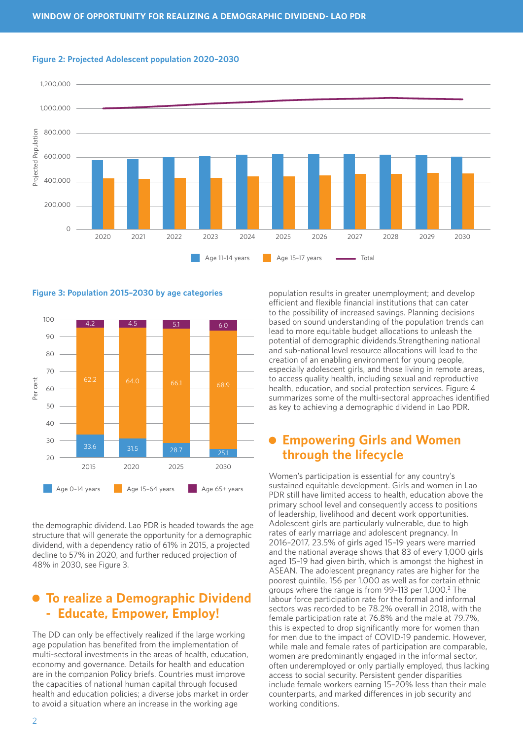**Figure 2: Projected Adolescent population 2020–2030**

**Figure 3: Population 2015–2030 by age categories**

| | 2015 | 2020 | 2025 | 2030 |
|---|---|---|---|---|
| Age 0-14 years | 33.6 | 31.5 | 28.7 | 25.1 |
| Age 15-64 years | 62.2 | 64.0 | 66.1 | 68.9 |
| Age 65+ years | 4.2 | 4.5 | 5.1 | 6.0 |

the demographic dividend. Lao PDR is headed towards the age structure that will generate the opportunity for a demographic dividend, with a dependency ratio of 61% in 2015, a projected decline to 57% in 2020, and further reduced projection of 48% in 2030, see Figure 3.

## To realize a Demographic Dividend - Educate, Empower, Employ!

The DD can only be effectively realized if the large working age population has benefited from the implementation of multi-sectoral investments in the areas of health, education, economy and governance. Details for health and education are in the companion Policy briefs. Countries must improve the capacities of national human capital through focused health and education policies; a diverse jobs market in order to avoid a situation where an increase in the working age population results in greater unemployment; and develop efficient and flexible financial institutions that can cater to the possibility of increased savings. Planning decisions based on sound understanding of the population trends can lead to more equitable budget allocations to unleash the potential of demographic dividends.Strengthening national and sub-national level resource allocations will lead to the creation of an enabling environment for young people, especially adolescent girls, and those living in remote areas, to access quality health, including sexual and reproductive health, education, and social protection services. Figure 4 summarizes some of the multi-sectoral approaches identified as key to achieving a demographic dividend in Lao PDR.

## Empowering Girls and Women through the lifecycle

Women's participation is essential for any country's sustained equitable development. Girls and women in Lao PDR still have limited access to health, education above the primary school level and consequently access to positions of leadership, livelihood and decent work opportunities. Adolescent girls are particularly vulnerable, due to high rates of early marriage and adolescent pregnancy. In 2016–2017, 23.5% of girls aged 15–19 years were married and the national average shows that 83 of every 1,000 girls aged 15–19 had given birth, which is amongst the highest in ASEAN. The adolescent pregnancy rates are higher for the poorest quintile, 156 per 1,000 as well as for certain ethnic groups where the range is from 99–113 per 1,000.[2] The labour force participation rate for the formal and informal sectors was recorded to be 78.2% overall in 2018, with the female participation rate at 76.8% and the male at 79.7%, this is expected to drop significantly more for women than for men due to the impact of COVID-19 pandemic. However, while male and female rates of participation are comparable, women are predominantly engaged in the informal sector, often underemployed or only partially employed, thus lacking access to social security. Persistent gender disparities include female workers earning 15–20% less than their male counterparts, and marked differences in job security and working conditions.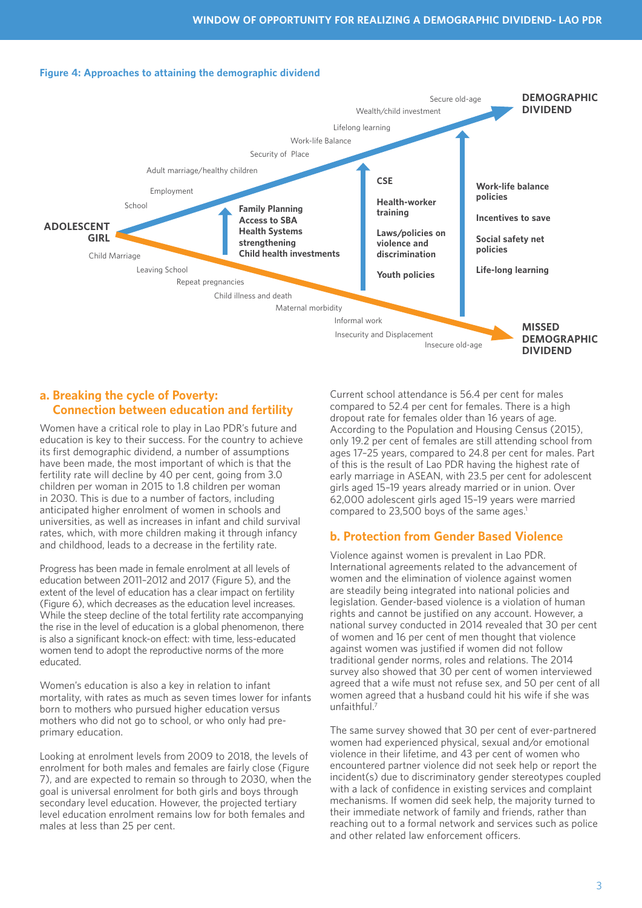**Figure 4: Approaches to attaining the demographic dividend**

ADOLESCENT GIRL

School
Employment
Adult marriage/healthy children
Security of Place
Work-life Balance
Lifelong learning
Wealth/child investment
Secure old-age

**DEMOGRAPHIC DIVIDEND**

Child Marriage
Leaving School
Repeat pregnancies
Child illness and death
Maternal morbidity
Informal work
Insecurity and Displacement
Insecure old-age

**MISSED DEMOGRAPHIC DIVIDEND**

**Family Planning**
**Access to SBA**
**Health Systems strengthening**
**Child health investments**

**CSE**
**Health-worker training**
**Laws/policies on violence and discrimination**
**Youth policies**

**Work-life balance policies**
**Incentives to save**
**Social safety net policies**
**Life-long learning**

## a. Breaking the cycle of Poverty: Connection between education and fertility

Women have a critical role to play in Lao PDR's future and education is key to their success. For the country to achieve its first demographic dividend, a number of assumptions have been made, the most important of which is that the fertility rate will decline by 40 per cent, going from 3.0 children per woman in 2015 to 1.8 children per woman in 2030. This is due to a number of factors, including anticipated higher enrolment of women in schools and universities, as well as increases in infant and child survival rates, which, with more children making it through infancy and childhood, leads to a decrease in the fertility rate.

Progress has been made in female enrolment at all levels of education between 2011–2012 and 2017 (Figure 5), and the extent of the level of education has a clear impact on fertility (Figure 6), which decreases as the education level increases. While the steep decline of the total fertility rate accompanying the rise in the level of education is a global phenomenon, there is also a significant knock-on effect: with time, less-educated women tend to adopt the reproductive norms of the more educated.

Women's education is also a key in relation to infant mortality, with rates as much as seven times lower for infants born to mothers who pursued higher education versus mothers who did not go to school, or who only had pre-primary education.

Looking at enrolment levels from 2009 to 2018, the levels of enrolment for both males and females are fairly close (Figure 7), and are expected to remain so through to 2030, when the goal is universal enrolment for both girls and boys through secondary level education. However, the projected tertiary level education enrolment remains low for both females and males at less than 25 per cent.

Current school attendance is 56.4 per cent for males compared to 52.4 per cent for females. There is a high dropout rate for females older than 16 years of age. According to the Population and Housing Census (2015), only 19.2 per cent of females are still attending school from ages 17–25 years, compared to 24.8 per cent for males. Part of this is the result of Lao PDR having the highest rate of early marriage in ASEAN, with 23.5 per cent for adolescent girls aged 15–19 years already married or in union. Over 62,000 adolescent girls aged 15–19 years were married compared to 23,500 boys of the same ages.[1]

## b. Protection from Gender Based Violence

Violence against women is prevalent in Lao PDR. International agreements related to the advancement of women and the elimination of violence against women are steadily being integrated into national policies and legislation. Gender-based violence is a violation of human rights and cannot be justified on any account. However, a national survey conducted in 2014 revealed that 30 per cent of women and 16 per cent of men thought that violence against women was justified if women did not follow traditional gender norms, roles and relations. The 2014 survey also showed that 30 per cent of women interviewed agreed that a wife must not refuse sex, and 50 per cent of all women agreed that a husband could hit his wife if she was unfaithful.[7]

The same survey showed that 30 per cent of ever-partnered women had experienced physical, sexual and/or emotional violence in their lifetime, and 43 per cent of women who encountered partner violence did not seek help or report the incident(s) due to discriminatory gender stereotypes coupled with a lack of confidence in existing services and complaint mechanisms. If women did seek help, the majority turned to their immediate network of family and friends, rather than reaching out to a formal network and services such as police and other related law enforcement officers.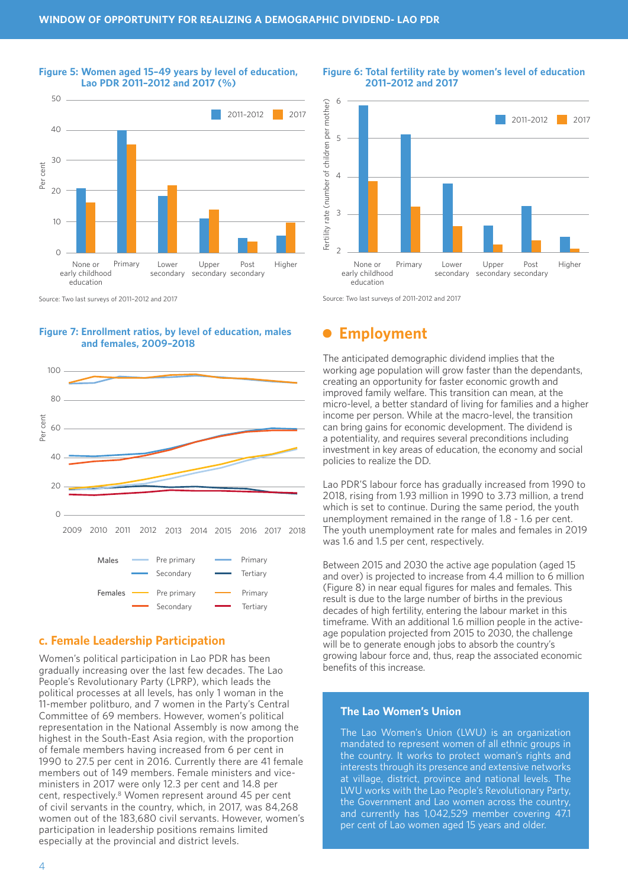**Figure 5: Women aged 15–49 years by level of education, Lao PDR 2011–2012 and 2017 (%)**

Source: Two last surveys of 2011–2012 and 2017

**Figure 6: Total fertility rate by women's level of education 2011–2012 and 2017**

Source: Two last surveys of 2011-2012 and 2017

**Figure 7: Enrollment ratios, by level of education, males and females, 2009–2018**

## c. Female Leadership Participation

Women's political participation in Lao PDR has been gradually increasing over the last few decades. The Lao People's Revolutionary Party (LPRP), which leads the political processes at all levels, has only 1 woman in the 11-member politburo, and 7 women in the Party's Central Committee of 69 members. However, women's political representation in the National Assembly is now among the highest in the South-East Asia region, with the proportion of female members having increased from 6 per cent in 1990 to 27.5 per cent in 2016. Currently there are 41 female members out of 149 members. Female ministers and vice-ministers in 2017 were only 12.3 per cent and 14.8 per cent, respectively.[8] Women represent around 45 per cent of civil servants in the country, which, in 2017, was 84,268 women out of the 183,680 civil servants. However, women's participation in leadership positions remains limited especially at the provincial and district levels.

## Employment

The anticipated demographic dividend implies that the working age population will grow faster than the dependants, creating an opportunity for faster economic growth and improved family welfare. This transition can mean, at the micro-level, a better standard of living for families and a higher income per person. While at the macro-level, the transition can bring gains for economic development. The dividend is a potentiality, and requires several preconditions including investment in key areas of education, the economy and social policies to realize the DD.

Lao PDR'S labour force has gradually increased from 1990 to 2018, rising from 1.93 million in 1990 to 3.73 million, a trend which is set to continue. During the same period, the youth unemployment remained in the range of 1.8 - 1.6 per cent. The youth unemployment rate for males and females in 2019 was 1.6 and 1.5 per cent, respectively.

Between 2015 and 2030 the active age population (aged 15 and over) is projected to increase from 4.4 million to 6 million (Figure 8) in near equal figures for males and females. This result is due to the large number of births in the previous decades of high fertility, entering the labour market in this timeframe. With an additional 1.6 million people in the active-age population projected from 2015 to 2030, the challenge will be to generate enough jobs to absorb the country's growing labour force and, thus, reap the associated economic benefits of this increase.

### The Lao Women's Union

The Lao Women's Union (LWU) is an organization mandated to represent women of all ethnic groups in the country. It works to protect woman's rights and interests through its presence and extensive networks at village, district, province and national levels. The LWU works with the Lao People's Revolutionary Party, the Government and Lao women across the country, and currently has 1,042,529 member covering 47.1 per cent of Lao women aged 15 years and older.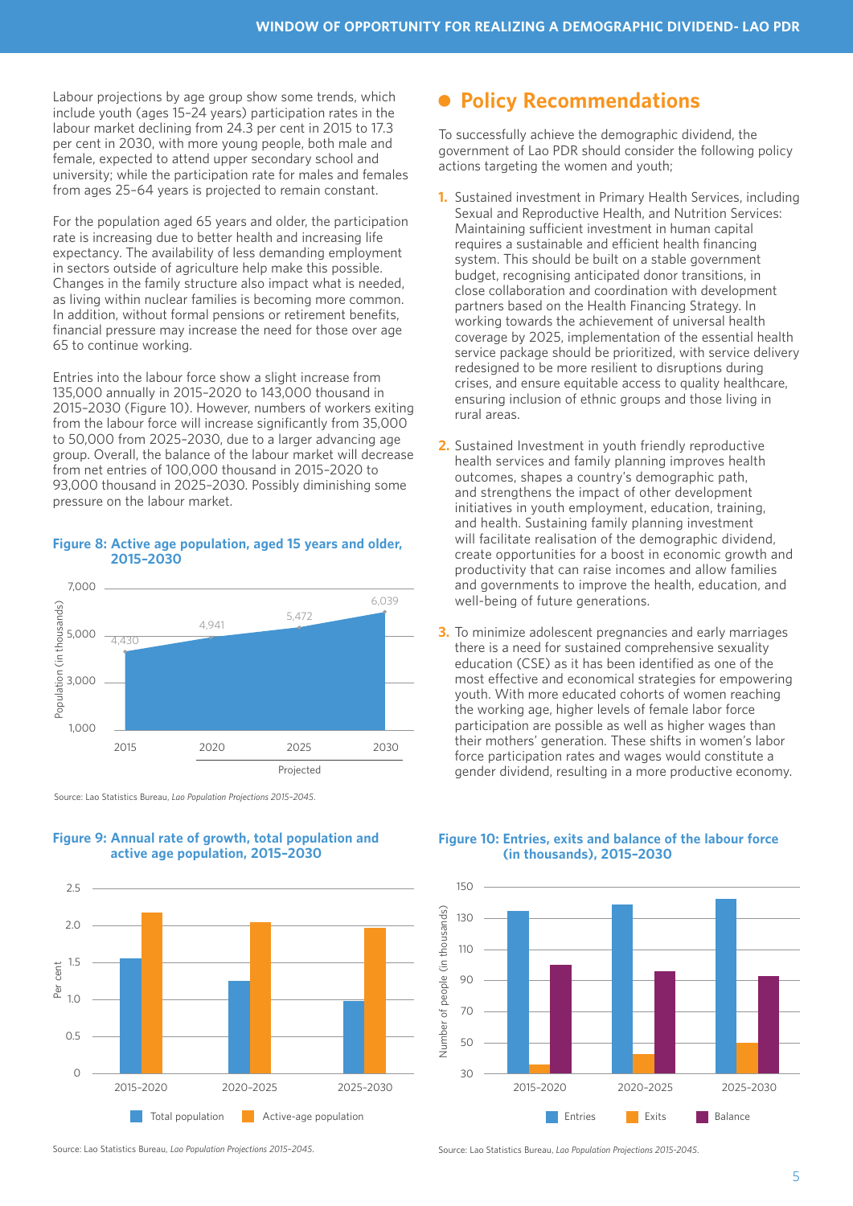Labour projections by age group show some trends, which include youth (ages 15–24 years) participation rates in the labour market declining from 24.3 per cent in 2015 to 17.3 per cent in 2030, with more young people, both male and female, expected to attend upper secondary school and university; while the participation rate for males and females from ages 25–64 years is projected to remain constant.

For the population aged 65 years and older, the participation rate is increasing due to better health and increasing life expectancy. The availability of less demanding employment in sectors outside of agriculture help make this possible. Changes in the family structure also impact what is needed, as living within nuclear families is becoming more common. In addition, without formal pensions or retirement benefits, financial pressure may increase the need for those over age 65 to continue working.

Entries into the labour force show a slight increase from 135,000 annually in 2015–2020 to 143,000 thousand in 2015–2030 (Figure 10). However, numbers of workers exiting from the labour force will increase significantly from 35,000 to 50,000 from 2025–2030, due to a larger advancing age group. Overall, the balance of the labour market will decrease from net entries of 100,000 thousand in 2015–2020 to 93,000 thousand in 2025–2030. Possibly diminishing some pressure on the labour market.

**Figure 8: Active age population, aged 15 years and older, 2015–2030**

| Year | Population (in thousands) |
| --- | --- |
| 2015 | 4,430 |
| 2020 | 4,941 |
| 2025 (Projected) | 5,472 |
| 2030 (Projected) | 6,039 |

Source: Lao Statistics Bureau, *Lao Population Projections 2015–2045*.

**Figure 9: Annual rate of growth, total population and active age population, 2015–2030**

Source: Lao Statistics Bureau, *Lao Population Projections 2015–2045*.

## Policy Recommendations

To successfully achieve the demographic dividend, the government of Lao PDR should consider the following policy actions targeting the women and youth;

1. Sustained investment in Primary Health Services, including Sexual and Reproductive Health, and Nutrition Services: Maintaining sufficient investment in human capital requires a sustainable and efficient health financing system. This should be built on a stable government budget, recognising anticipated donor transitions, in close collaboration and coordination with development partners based on the Health Financing Strategy. In working towards the achievement of universal health coverage by 2025, implementation of the essential health service package should be prioritized, with service delivery redesigned to be more resilient to disruptions during crises, and ensure equitable access to quality healthcare, ensuring inclusion of ethnic groups and those living in rural areas.
2. Sustained Investment in youth friendly reproductive health services and family planning improves health outcomes, shapes a country's demographic path, and strengthens the impact of other development initiatives in youth employment, education, training, and health. Sustaining family planning investment will facilitate realisation of the demographic dividend, create opportunities for a boost in economic growth and productivity that can raise incomes and allow families and governments to improve the health, education, and well-being of future generations.
3. To minimize adolescent pregnancies and early marriages there is a need for sustained comprehensive sexuality education (CSE) as it has been identified as one of the most effective and economical strategies for empowering youth. With more educated cohorts of women reaching the working age, higher levels of female labor force participation are possible as well as higher wages than their mothers' generation. These shifts in women's labor force participation rates and wages would constitute a gender dividend, resulting in a more productive economy.

**Figure 10: Entries, exits and balance of the labour force (in thousands), 2015–2030**

Source: Lao Statistics Bureau, *Lao Population Projections 2015-2045*.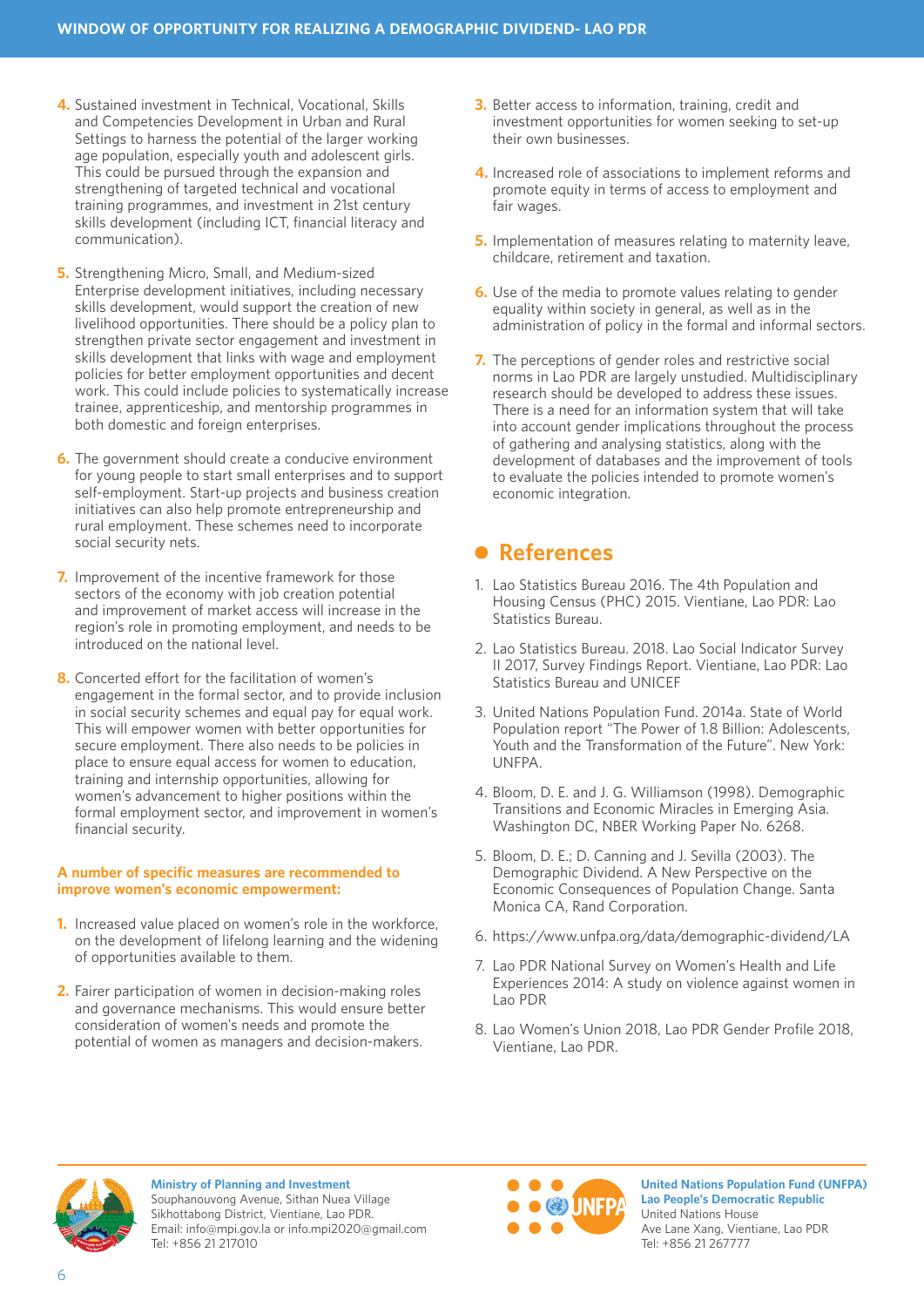4. Sustained investment in Technical, Vocational, Skills and Competencies Development in Urban and Rural Settings to harness the potential of the larger working age population, especially youth and adolescent girls. This could be pursued through the expansion and strengthening of targeted technical and vocational training programmes, and investment in 21st century skills development (including ICT, financial literacy and communication).

5. Strengthening Micro, Small, and Medium-sized Enterprise development initiatives, including necessary skills development, would support the creation of new livelihood opportunities. There should be a policy plan to strengthen private sector engagement and investment in skills development that links with wage and employment policies for better employment opportunities and decent work. This could include policies to systematically increase trainee, apprenticeship, and mentorship programmes in both domestic and foreign enterprises.

6. The government should create a conducive environment for young people to start small enterprises and to support self-employment. Start-up projects and business creation initiatives can also help promote entrepreneurship and rural employment. These schemes need to incorporate social security nets.

7. Improvement of the incentive framework for those sectors of the economy with job creation potential and improvement of market access will increase in the region's role in promoting employment, and needs to be introduced on the national level.

8. Concerted effort for the facilitation of women's engagement in the formal sector, and to provide inclusion in social security schemes and equal pay for equal work. This will empower women with better opportunities for secure employment. There also needs to be policies in place to ensure equal access for women to education, training and internship opportunities, allowing for women's advancement to higher positions within the formal employment sector, and improvement in women's financial security.

**A number of specific measures are recommended to improve women's economic empowerment:**

1. Increased value placed on women's role in the workforce, on the development of lifelong learning and the widening of opportunities available to them.

2. Fairer participation of women in decision-making roles and governance mechanisms. This would ensure better consideration of women's needs and promote the potential of women as managers and decision-makers.

3. Better access to information, training, credit and investment opportunities for women seeking to set-up their own businesses.

4. Increased role of associations to implement reforms and promote equity in terms of access to employment and fair wages.

5. Implementation of measures relating to maternity leave, childcare, retirement and taxation.

6. Use of the media to promote values relating to gender equality within society in general, as well as in the administration of policy in the formal and informal sectors.

7. The perceptions of gender roles and restrictive social norms in Lao PDR are largely unstudied. Multidisciplinary research should be developed to address these issues. There is a need for an information system that will take into account gender implications throughout the process of gathering and analysing statistics, along with the development of databases and the improvement of tools to evaluate the policies intended to promote women's economic integration.

## References

1. Lao Statistics Bureau 2016. The 4th Population and Housing Census (PHC) 2015. Vientiane, Lao PDR: Lao Statistics Bureau.
2. Lao Statistics Bureau. 2018. Lao Social Indicator Survey II 2017, Survey Findings Report. Vientiane, Lao PDR: Lao Statistics Bureau and UNICEF
3. United Nations Population Fund. 2014a. State of World Population report "The Power of 1.8 Billion: Adolescents, Youth and the Transformation of the Future". New York: UNFPA.
4. Bloom, D. E. and J. G. Williamson (1998). Demographic Transitions and Economic Miracles in Emerging Asia. Washington DC, NBER Working Paper No. 6268.
5. Bloom, D. E.; D. Canning and J. Sevilla (2003). The Demographic Dividend. A New Perspective on the Economic Consequences of Population Change. Santa Monica CA, Rand Corporation.
6. https://www.unfpa.org/data/demographic-dividend/LA
7. Lao PDR National Survey on Women's Health and Life Experiences 2014: A study on violence against women in Lao PDR
8. Lao Women's Union 2018, Lao PDR Gender Profile 2018, Vientiane, Lao PDR.

**Ministry of Planning and Investment**
Souphanouvong Avenue, Sithan Nuea Village
Sikhottabong District, Vientiane, Lao PDR.
Email: info@mpi.gov.la or info.mpi2020@gmail.com
Tel: +856 21 217010

**United Nations Population Fund (UNFPA)**
**Lao People's Democratic Republic**
United Nations House
Ave Lane Xang, Vientiane, Lao PDR
Tel: +856 21 267777